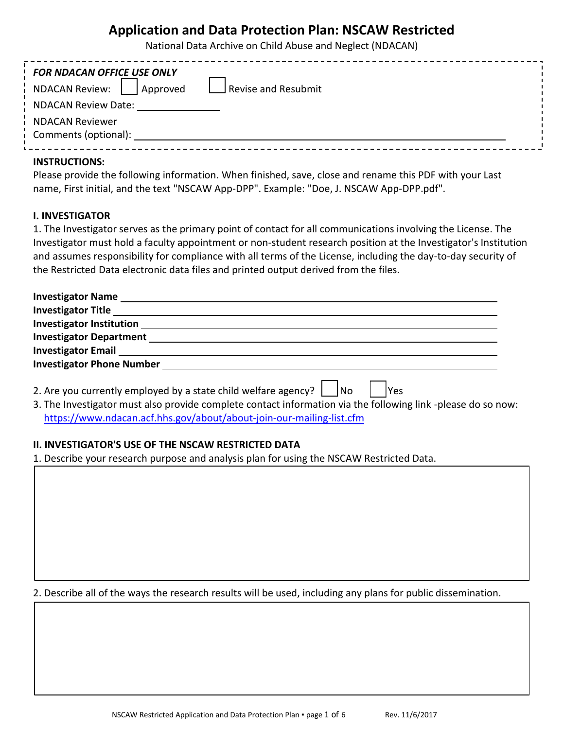# Application and Data Protection Plan: NSCAW Restricted

National Data Archive on Child Abuse and Neglect (NDACAN)

*FOR NDACAN OFFICE USE ONLY*

NDACAN Review: ☐ Approved ☐ Revise and Resubmit

NDACAN Review Date: ______________

NDACAN Reviewer Comments (optional): ______________________________________________

**INSTRUCTIONS:**

Please provide the following information. When finished, save, close and rename this PDF with your Last name, First initial, and the text "NSCAW App-DPP". Example: "Doe, J. NSCAW App-DPP.pdf".

**I. INVESTIGATOR**

1. The Investigator serves as the primary point of contact for all communications involving the License. The Investigator must hold a faculty appointment or non-student research position at the Investigator's Institution and assumes responsibility for compliance with all terms of the License, including the day-to-day security of the Restricted Data electronic data files and printed output derived from the files.

**Investigator Name** ______________________________________________

**Investigator Title** ______________________________________________

**Investigator Institution** ______________________________________________

**Investigator Department** ______________________________________________

**Investigator Email** ______________________________________________

**Investigator Phone Number** ______________________________________________

2. Are you currently employed by a state child welfare agency? ☐ No ☐ Yes
3. The Investigator must also provide complete contact information via the following link -please do so now: https://www.ndacan.acf.hhs.gov/about/about-join-our-mailing-list.cfm

**II. INVESTIGATOR'S USE OF THE NSCAW RESTRICTED DATA**

1. Describe your research purpose and analysis plan for using the NSCAW Restricted Data.

2. Describe all of the ways the research results will be used, including any plans for public dissemination.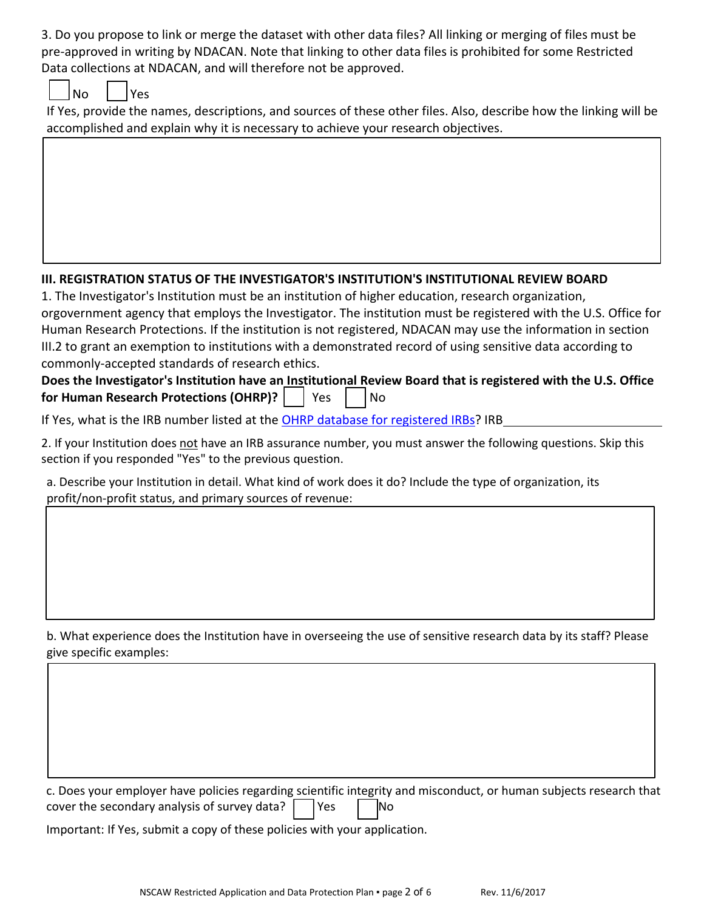3. Do you propose to link or merge the dataset with other data files? All linking or merging of files must be pre-approved in writing by NDACAN. Note that linking to other data files is prohibited for some Restricted Data collections at NDACAN, and will therefore not be approved.

☐ No ☐ Yes

If Yes, provide the names, descriptions, and sources of these other files. Also, describe how the linking will be accomplished and explain why it is necessary to achieve your research objectives.

## III. REGISTRATION STATUS OF THE INVESTIGATOR'S INSTITUTION'S INSTITUTIONAL REVIEW BOARD

1. The Investigator's Institution must be an institution of higher education, research organization, orgovernment agency that employs the Investigator. The institution must be registered with the U.S. Office for Human Research Protections. If the institution is not registered, NDACAN may use the information in section III.2 to grant an exemption to institutions with a demonstrated record of using sensitive data according to commonly-accepted standards of research ethics.

**Does the Investigator's Institution have an Institutional Review Board that is registered with the U.S. Office for Human Research Protections (OHRP)?** ☐ Yes ☐ No

If Yes, what is the IRB number listed at the [OHRP database for registered IRBs]? IRB________________

2. If your Institution does not have an IRB assurance number, you must answer the following questions. Skip this section if you responded "Yes" to the previous question.

a. Describe your Institution in detail. What kind of work does it do? Include the type of organization, its profit/non-profit status, and primary sources of revenue:

b. What experience does the Institution have in overseeing the use of sensitive research data by its staff? Please give specific examples:

c. Does your employer have policies regarding scientific integrity and misconduct, or human subjects research that cover the secondary analysis of survey data? ☐ Yes ☐ No

Important: If Yes, submit a copy of these policies with your application.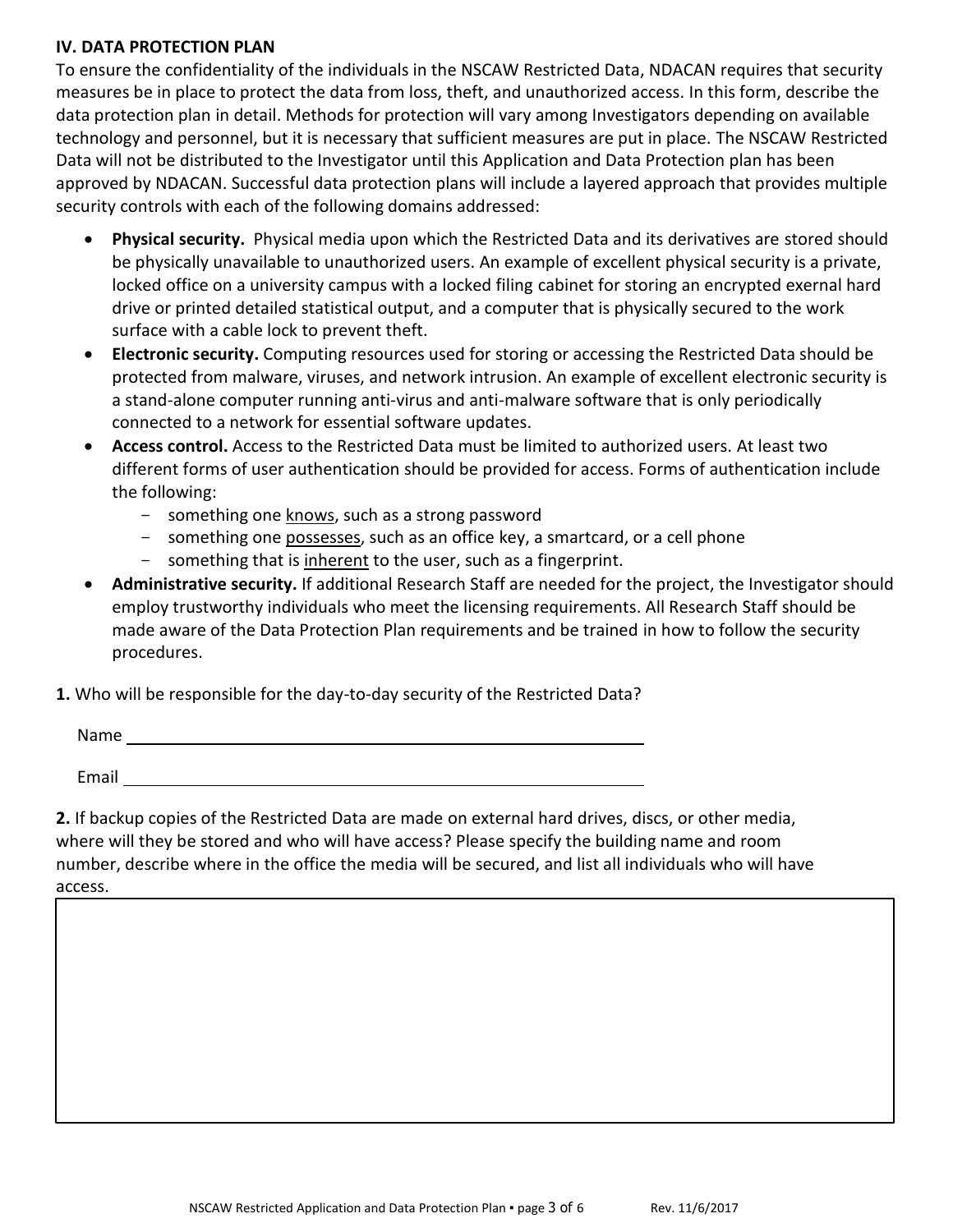## IV. DATA PROTECTION PLAN

To ensure the confidentiality of the individuals in the NSCAW Restricted Data, NDACAN requires that security measures be in place to protect the data from loss, theft, and unauthorized access. In this form, describe the data protection plan in detail. Methods for protection will vary among Investigators depending on available technology and personnel, but it is necessary that sufficient measures are put in place. The NSCAW Restricted Data will not be distributed to the Investigator until this Application and Data Protection plan has been approved by NDACAN. Successful data protection plans will include a layered approach that provides multiple security controls with each of the following domains addressed:

- **Physical security.** Physical media upon which the Restricted Data and its derivatives are stored should be physically unavailable to unauthorized users. An example of excellent physical security is a private, locked office on a university campus with a locked filing cabinet for storing an encrypted exernal hard drive or printed detailed statistical output, and a computer that is physically secured to the work surface with a cable lock to prevent theft.
- **Electronic security.** Computing resources used for storing or accessing the Restricted Data should be protected from malware, viruses, and network intrusion. An example of excellent electronic security is a stand-alone computer running anti-virus and anti-malware software that is only periodically connected to a network for essential software updates.
- **Access control.** Access to the Restricted Data must be limited to authorized users. At least two different forms of user authentication should be provided for access. Forms of authentication include the following:
  - something one <u>knows</u>, such as a strong password
  - something one <u>possesses</u>, such as an office key, a smartcard, or a cell phone
  - something that is <u>inherent</u> to the user, such as a fingerprint.
- **Administrative security.** If additional Research Staff are needed for the project, the Investigator should employ trustworthy individuals who meet the licensing requirements. All Research Staff should be made aware of the Data Protection Plan requirements and be trained in how to follow the security procedures.

**1.** Who will be responsible for the day-to-day security of the Restricted Data?

Name ______________________________________________

Email ______________________________________________

**2.** If backup copies of the Restricted Data are made on external hard drives, discs, or other media, where will they be stored and who will have access? Please specify the building name and room number, describe where in the office the media will be secured, and list all individuals who will have access.

| |
|---|
| |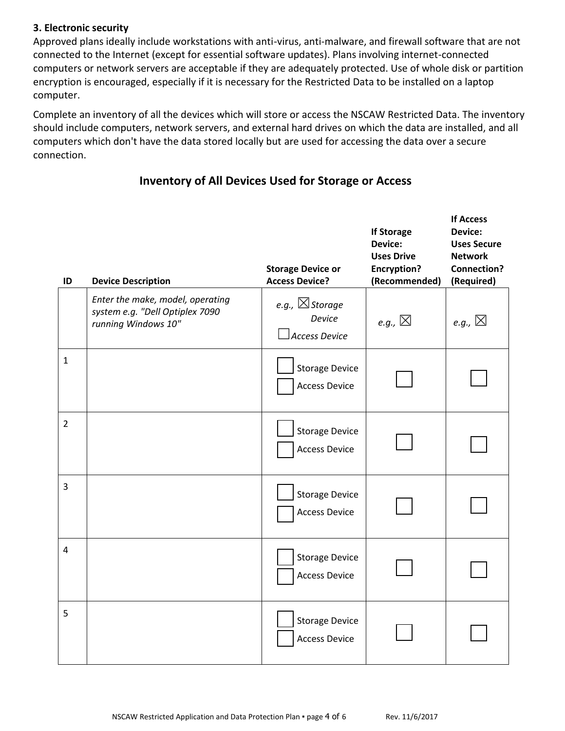**3. Electronic security**

Approved plans ideally include workstations with anti-virus, anti-malware, and firewall software that are not connected to the Internet (except for essential software updates). Plans involving internet-connected computers or network servers are acceptable if they are adequately protected. Use of whole disk or partition encryption is encouraged, especially if it is necessary for the Restricted Data to be installed on a laptop computer.

Complete an inventory of all the devices which will store or access the NSCAW Restricted Data. The inventory should include computers, network servers, and external hard drives on which the data are installed, and all computers which don't have the data stored locally but are used for accessing the data over a secure connection.

## Inventory of All Devices Used for Storage or Access

| ID | Device Description | Storage Device or Access Device? | If Storage Device: Uses Drive Encryption? (Recommended) | If Access Device: Uses Secure Network Connection? (Required) |
|---|---|---|---|---|
| | *Enter the make, model, operating system e.g. "Dell Optiplex 7090 running Windows 10"* | *e.g., ☒ Storage Device ☐ Access Device* | *e.g., ☒* | *e.g., ☒* |
| 1 | | ☐ Storage Device ☐ Access Device | ☐ | ☐ |
| 2 | | ☐ Storage Device ☐ Access Device | ☐ | ☐ |
| 3 | | ☐ Storage Device ☐ Access Device | ☐ | ☐ |
| 4 | | ☐ Storage Device ☐ Access Device | ☐ | ☐ |
| 5 | | ☐ Storage Device ☐ Access Device | ☐ | ☐ |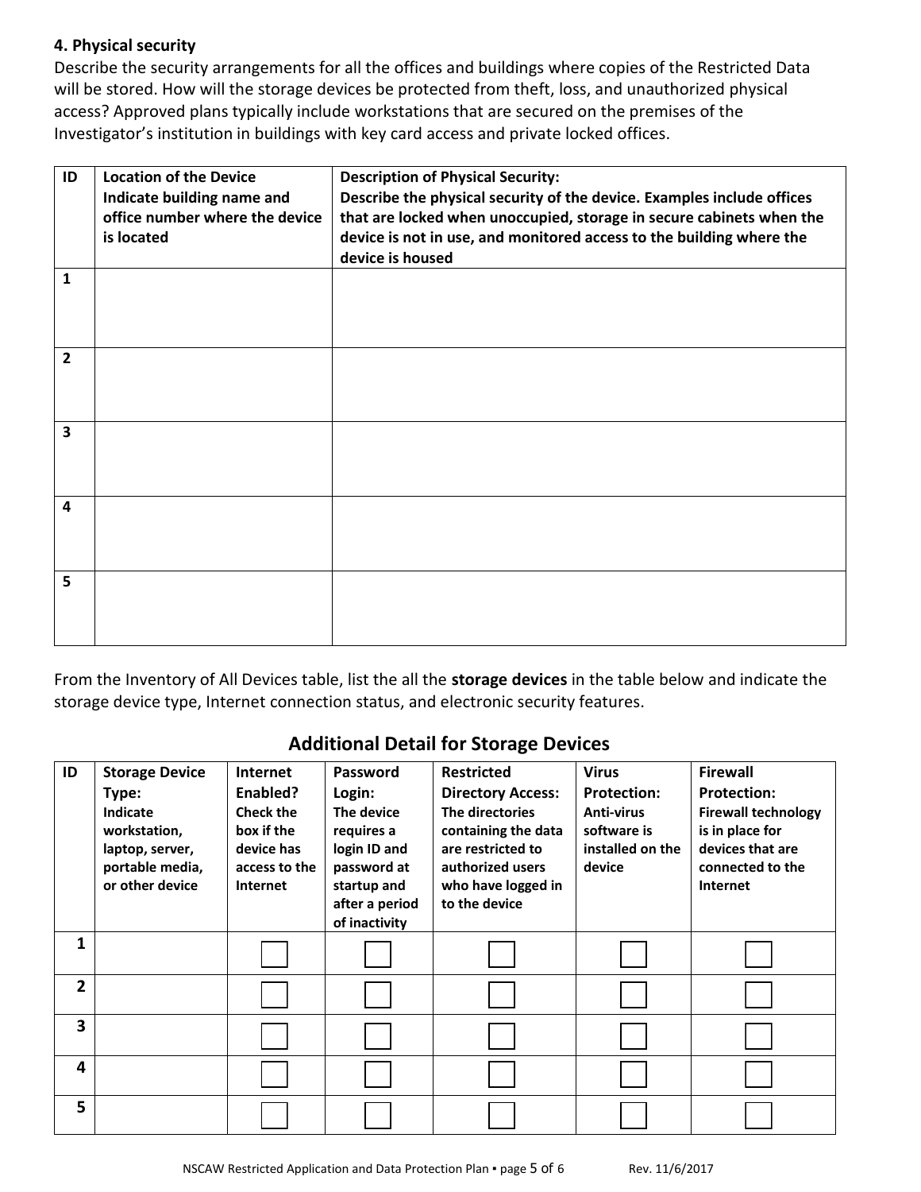### 4. Physical security

Describe the security arrangements for all the offices and buildings where copies of the Restricted Data will be stored. How will the storage devices be protected from theft, loss, and unauthorized physical access? Approved plans typically include workstations that are secured on the premises of the Investigator's institution in buildings with key card access and private locked offices.

| ID | **Location of the Device** Indicate building name and office number where the device is located | **Description of Physical Security:** Describe the physical security of the device. Examples include offices that are locked when unoccupied, storage in secure cabinets when the device is not in use, and monitored access to the building where the device is housed |
|---|---|---|
| 1 | | |
| 2 | | |
| 3 | | |
| 4 | | |
| 5 | | |

From the Inventory of All Devices table, list the all the **storage devices** in the table below and indicate the storage device type, Internet connection status, and electronic security features.

## Additional Detail for Storage Devices

| ID | **Storage Device Type:** Indicate workstation, laptop, server, portable media, or other device | **Internet Enabled?** Check the box if the device has access to the Internet | **Password Login:** The device requires a login ID and password at startup and after a period of inactivity | **Restricted Directory Access:** The directories containing the data are restricted to authorized users who have logged in to the device | **Virus Protection:** Anti-virus software is installed on the device | **Firewall Protection:** Firewall technology is in place for devices that are connected to the Internet |
|---|---|---|---|---|---|---|
| 1 | | ☐ | ☐ | ☐ | ☐ | ☐ |
| 2 | | ☐ | ☐ | ☐ | ☐ | ☐ |
| 3 | | ☐ | ☐ | ☐ | ☐ | ☐ |
| 4 | | ☐ | ☐ | ☐ | ☐ | ☐ |
| 5 | | ☐ | ☐ | ☐ | ☐ | ☐ |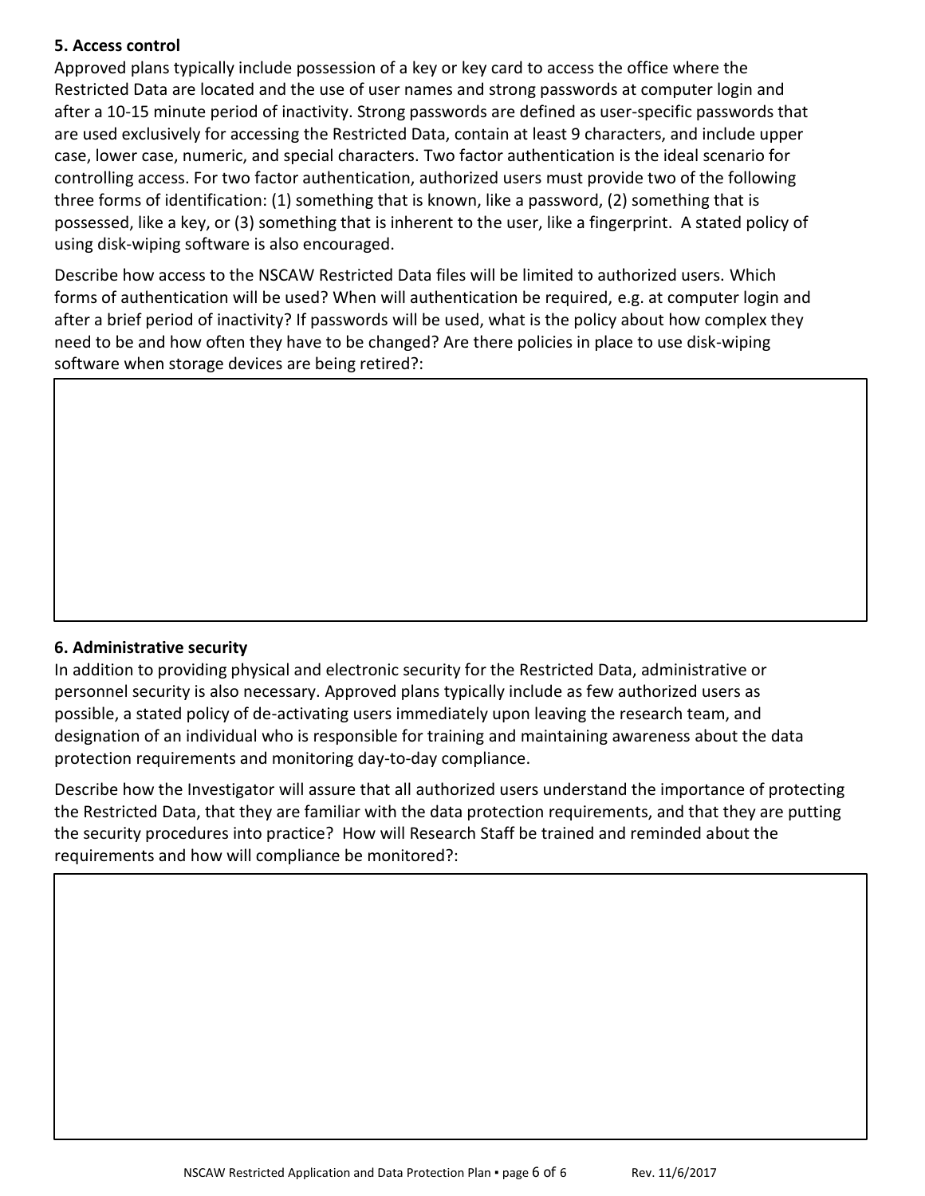**5. Access control**

Approved plans typically include possession of a key or key card to access the office where the Restricted Data are located and the use of user names and strong passwords at computer login and after a 10-15 minute period of inactivity. Strong passwords are defined as user-specific passwords that are used exclusively for accessing the Restricted Data, contain at least 9 characters, and include upper case, lower case, numeric, and special characters. Two factor authentication is the ideal scenario for controlling access. For two factor authentication, authorized users must provide two of the following three forms of identification: (1) something that is known, like a password, (2) something that is possessed, like a key, or (3) something that is inherent to the user, like a fingerprint. A stated policy of using disk-wiping software is also encouraged.

Describe how access to the NSCAW Restricted Data files will be limited to authorized users. Which forms of authentication will be used? When will authentication be required, e.g. at computer login and after a brief period of inactivity? If passwords will be used, what is the policy about how complex they need to be and how often they have to be changed? Are there policies in place to use disk-wiping software when storage devices are being retired?:

**6. Administrative security**

In addition to providing physical and electronic security for the Restricted Data, administrative or personnel security is also necessary. Approved plans typically include as few authorized users as possible, a stated policy of de-activating users immediately upon leaving the research team, and designation of an individual who is responsible for training and maintaining awareness about the data protection requirements and monitoring day-to-day compliance.

Describe how the Investigator will assure that all authorized users understand the importance of protecting the Restricted Data, that they are familiar with the data protection requirements, and that they are putting the security procedures into practice? How will Research Staff be trained and reminded about the requirements and how will compliance be monitored?: